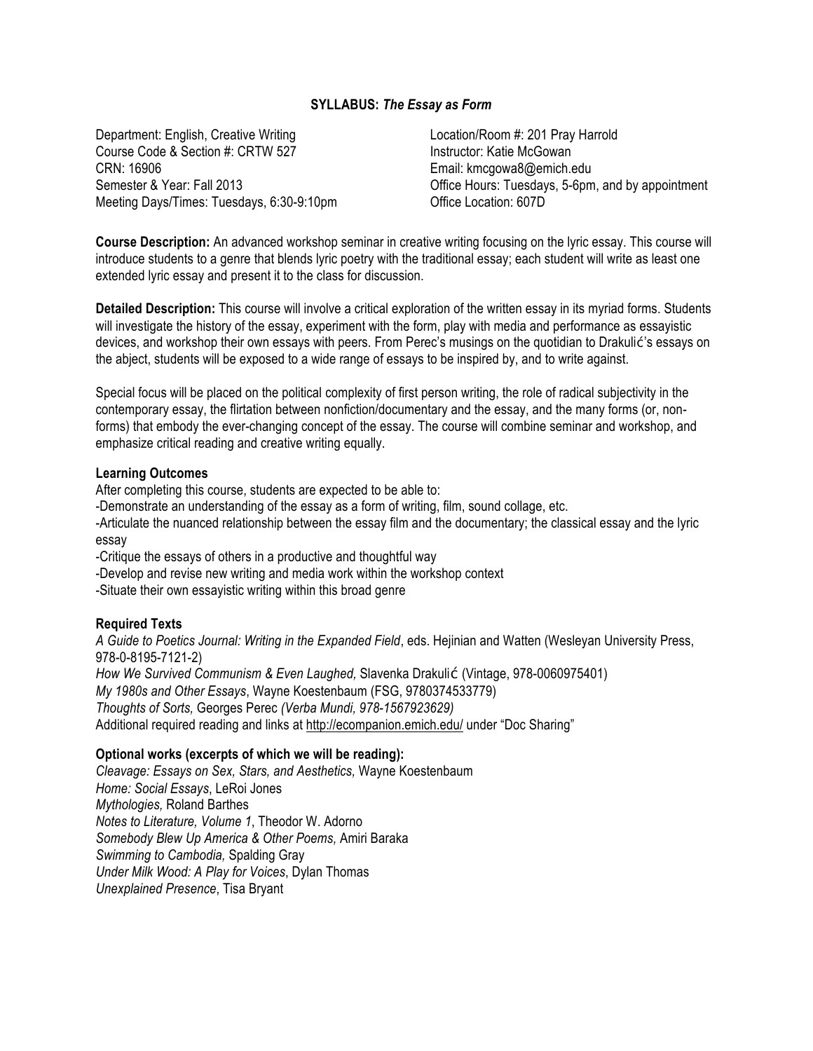## SYLLABUS: *The Essay as Form*

Department: English, Creative Writing
Course Code & Section #: CRTW 527
CRN: 16906
Semester & Year: Fall 2013
Meeting Days/Times: Tuesdays, 6:30-9:10pm

Location/Room #: 201 Pray Harrold
Instructor: Katie McGowan
Email: kmcgowa8@emich.edu
Office Hours: Tuesdays, 5-6pm, and by appointment
Office Location: 607D

**Course Description:** An advanced workshop seminar in creative writing focusing on the lyric essay. This course will introduce students to a genre that blends lyric poetry with the traditional essay; each student will write as least one extended lyric essay and present it to the class for discussion.

**Detailed Description:** This course will involve a critical exploration of the written essay in its myriad forms. Students will investigate the history of the essay, experiment with the form, play with media and performance as essayistic devices, and workshop their own essays with peers. From Perec's musings on the quotidian to Drakulić's essays on the abject, students will be exposed to a wide range of essays to be inspired by, and to write against.

Special focus will be placed on the political complexity of first person writing, the role of radical subjectivity in the contemporary essay, the flirtation between nonfiction/documentary and the essay, and the many forms (or, non-forms) that embody the ever-changing concept of the essay. The course will combine seminar and workshop, and emphasize critical reading and creative writing equally.

### Learning Outcomes

After completing this course, students are expected to be able to:

-Demonstrate an understanding of the essay as a form of writing, film, sound collage, etc.

-Articulate the nuanced relationship between the essay film and the documentary; the classical essay and the lyric essay

-Critique the essays of others in a productive and thoughtful way

-Develop and revise new writing and media work within the workshop context

-Situate their own essayistic writing within this broad genre

### Required Texts

*A Guide to Poetics Journal: Writing in the Expanded Field*, eds. Hejinian and Watten (Wesleyan University Press, 978-0-8195-7121-2)
*How We Survived Communism & Even Laughed,* Slavenka Drakulić (Vintage, 978-0060975401)
*My 1980s and Other Essays*, Wayne Koestenbaum (FSG, 9780374533779)
*Thoughts of Sorts,* Georges Perec *(Verba Mundi, 978-1567923629)*
Additional required reading and links at http://ecompanion.emich.edu/ under "Doc Sharing"

### Optional works (excerpts of which we will be reading):

*Cleavage: Essays on Sex, Stars, and Aesthetics,* Wayne Koestenbaum
*Home: Social Essays*, LeRoi Jones
*Mythologies,* Roland Barthes
*Notes to Literature, Volume 1*, Theodor W. Adorno
*Somebody Blew Up America & Other Poems,* Amiri Baraka
*Swimming to Cambodia,* Spalding Gray
*Under Milk Wood: A Play for Voices*, Dylan Thomas
*Unexplained Presence*, Tisa Bryant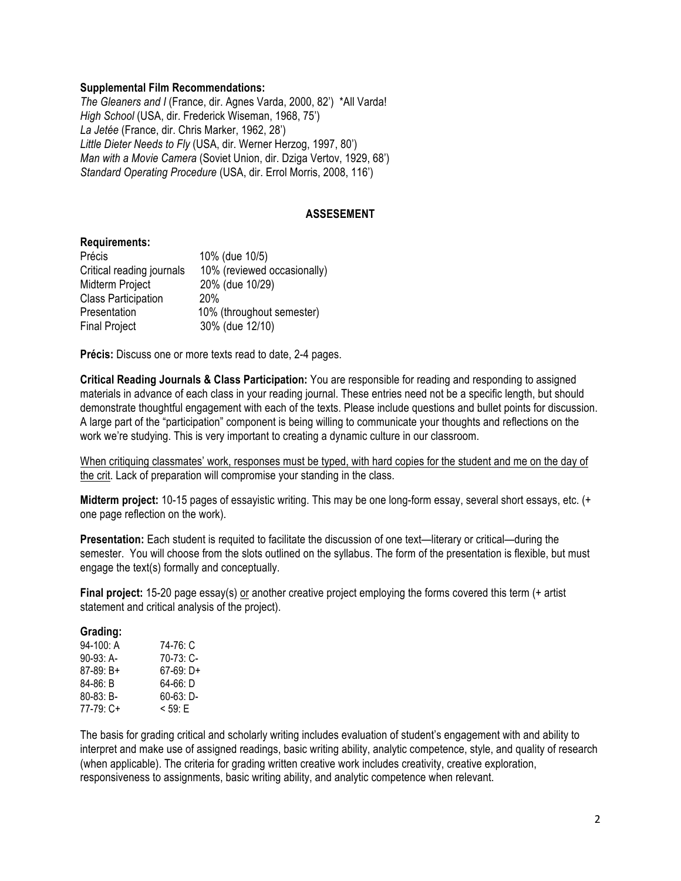**Supplemental Film Recommendations:**

*The Gleaners and I* (France, dir. Agnes Varda, 2000, 82')  *All Varda!
*High School* (USA, dir. Frederick Wiseman, 1968, 75')
*La Jetée* (France, dir. Chris Marker, 1962, 28')
*Little Dieter Needs to Fly* (USA, dir. Werner Herzog, 1997, 80')
*Man with a Movie Camera* (Soviet Union, dir. Dziga Vertov, 1929, 68')
*Standard Operating Procedure* (USA, dir. Errol Morris, 2008, 116')

## ASSESEMENT

### Requirements:

| | |
|---|---|
| Précis | 10% (due 10/5) |
| Critical reading journals | 10% (reviewed occasionally) |
| Midterm Project | 20% (due 10/29) |
| Class Participation | 20% |
| Presentation | 10% (throughout semester) |
| Final Project | 30% (due 12/10) |

**Précis:** Discuss one or more texts read to date, 2-4 pages.

**Critical Reading Journals & Class Participation:** You are responsible for reading and responding to assigned materials in advance of each class in your reading journal. These entries need not be a specific length, but should demonstrate thoughtful engagement with each of the texts. Please include questions and bullet points for discussion. A large part of the "participation" component is being willing to communicate your thoughts and reflections on the work we're studying. This is very important to creating a dynamic culture in our classroom.

<u>When critiquing classmates' work, responses must be typed, with hard copies for the student and me on the day of the crit</u>. Lack of preparation will compromise your standing in the class.

**Midterm project:** 10-15 pages of essayistic writing. This may be one long-form essay, several short essays, etc. (+ one page reflection on the work).

**Presentation:** Each student is requited to facilitate the discussion of one text—literary or critical—during the semester. You will choose from the slots outlined on the syllabus. The form of the presentation is flexible, but must engage the text(s) formally and conceptually.

**Final project:** 15-20 page essay(s) <u>or</u> another creative project employing the forms covered this term (+ artist statement and critical analysis of the project).

### Grading:

| | |
|---|---|
| 94-100: A | 74-76: C |
| 90-93: A- | 70-73: C- |
| 87-89: B+ | 67-69: D+ |
| 84-86: B | 64-66: D |
| 80-83: B- | 60-63: D- |
| 77-79: C+ | < 59: E |

The basis for grading critical and scholarly writing includes evaluation of student's engagement with and ability to interpret and make use of assigned readings, basic writing ability, analytic competence, style, and quality of research (when applicable). The criteria for grading written creative work includes creativity, creative exploration, responsiveness to assignments, basic writing ability, and analytic competence when relevant.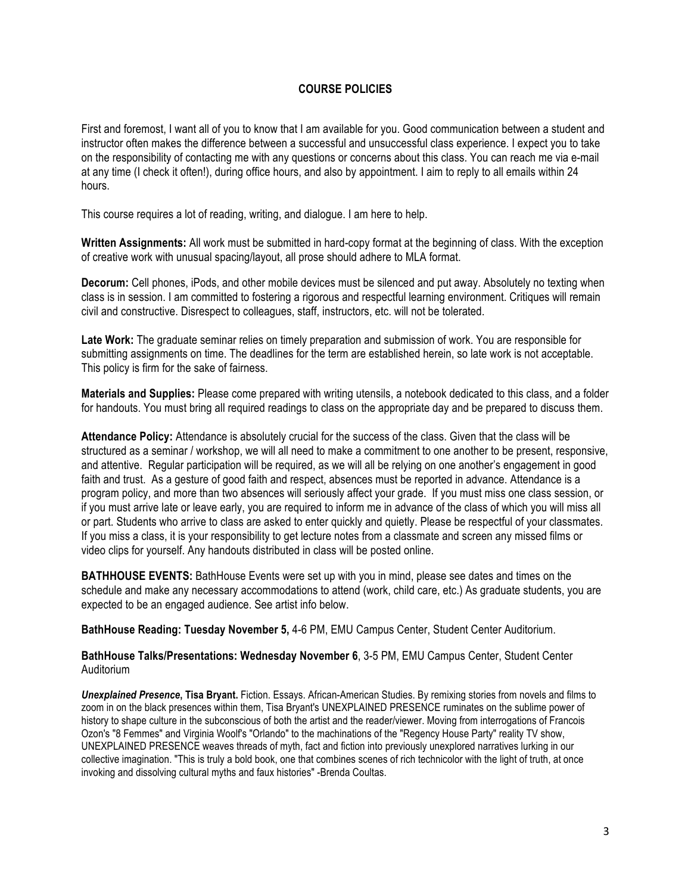## COURSE POLICIES

First and foremost, I want all of you to know that I am available for you. Good communication between a student and instructor often makes the difference between a successful and unsuccessful class experience. I expect you to take on the responsibility of contacting me with any questions or concerns about this class. You can reach me via e-mail at any time (I check it often!), during office hours, and also by appointment. I aim to reply to all emails within 24 hours.

This course requires a lot of reading, writing, and dialogue. I am here to help.

**Written Assignments:** All work must be submitted in hard-copy format at the beginning of class. With the exception of creative work with unusual spacing/layout, all prose should adhere to MLA format.

**Decorum:** Cell phones, iPods, and other mobile devices must be silenced and put away. Absolutely no texting when class is in session. I am committed to fostering a rigorous and respectful learning environment. Critiques will remain civil and constructive. Disrespect to colleagues, staff, instructors, etc. will not be tolerated.

**Late Work:** The graduate seminar relies on timely preparation and submission of work. You are responsible for submitting assignments on time. The deadlines for the term are established herein, so late work is not acceptable. This policy is firm for the sake of fairness.

**Materials and Supplies:** Please come prepared with writing utensils, a notebook dedicated to this class, and a folder for handouts. You must bring all required readings to class on the appropriate day and be prepared to discuss them.

**Attendance Policy:** Attendance is absolutely crucial for the success of the class. Given that the class will be structured as a seminar / workshop, we will all need to make a commitment to one another to be present, responsive, and attentive. Regular participation will be required, as we will all be relying on one another's engagement in good faith and trust. As a gesture of good faith and respect, absences must be reported in advance. Attendance is a program policy, and more than two absences will seriously affect your grade. If you must miss one class session, or if you must arrive late or leave early, you are required to inform me in advance of the class of which you will miss all or part. Students who arrive to class are asked to enter quickly and quietly. Please be respectful of your classmates. If you miss a class, it is your responsibility to get lecture notes from a classmate and screen any missed films or video clips for yourself. Any handouts distributed in class will be posted online.

**BATHHOUSE EVENTS:** BathHouse Events were set up with you in mind, please see dates and times on the schedule and make any necessary accommodations to attend (work, child care, etc.) As graduate students, you are expected to be an engaged audience. See artist info below.

**BathHouse Reading: Tuesday November 5,** 4-6 PM, EMU Campus Center, Student Center Auditorium.

**BathHouse Talks/Presentations: Wednesday November 6**, 3-5 PM, EMU Campus Center, Student Center Auditorium

***Unexplained Presence*, Tisa Bryant.** Fiction. Essays. African-American Studies. By remixing stories from novels and films to zoom in on the black presences within them, Tisa Bryant's UNEXPLAINED PRESENCE ruminates on the sublime power of history to shape culture in the subconscious of both the artist and the reader/viewer. Moving from interrogations of Francois Ozon's "8 Femmes" and Virginia Woolf's "Orlando" to the machinations of the "Regency House Party" reality TV show, UNEXPLAINED PRESENCE weaves threads of myth, fact and fiction into previously unexplored narratives lurking in our collective imagination. "This is truly a bold book, one that combines scenes of rich technicolor with the light of truth, at once invoking and dissolving cultural myths and faux histories" -Brenda Coultas.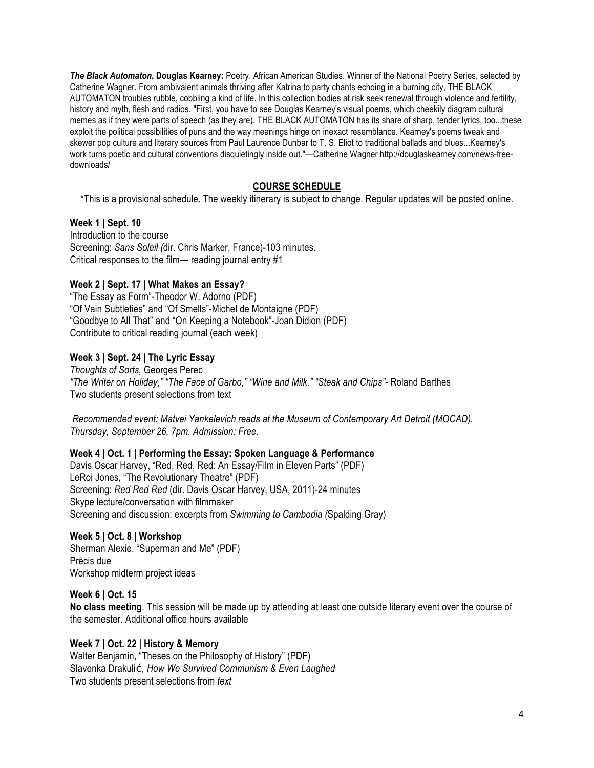***The Black Automaton*, Douglas Kearney:** Poetry. African American Studies. Winner of the National Poetry Series, selected by Catherine Wagner. From ambivalent animals thriving after Katrina to party chants echoing in a burning city, THE BLACK AUTOMATON troubles rubble, cobbling a kind of life. In this collection bodies at risk seek renewal through violence and fertility, history and myth, flesh and radios. "First, you have to see Douglas Kearney's visual poems, which cheekily diagram cultural memes as if they were parts of speech (as they are). THE BLACK AUTOMATON has its share of sharp, tender lyrics, too...these exploit the political possibilities of puns and the way meanings hinge on inexact resemblance. Kearney's poems tweak and skewer pop culture and literary sources from Paul Laurence Dunbar to T. S. Eliot to traditional ballads and blues...Kearney's work turns poetic and cultural conventions disquietingly inside out."—Catherine Wagner http://douglaskearney.com/news-free-downloads/

## COURSE SCHEDULE

*This is a provisional schedule. The weekly itinerary is subject to change. Regular updates will be posted online.

**Week 1 | Sept. 10**
Introduction to the course
Screening: *Sans Soleil (*dir. Chris Marker, France)-103 minutes.
Critical responses to the film— reading journal entry #1

**Week 2 | Sept. 17 | What Makes an Essay?**
"The Essay as Form"-Theodor W. Adorno (PDF)
"Of Vain Subtleties" and "Of Smells"-Michel de Montaigne (PDF)
"Goodbye to All That" and "On Keeping a Notebook"-Joan Didion (PDF)
Contribute to critical reading journal (each week)

**Week 3 | Sept. 24 | The Lyric Essay**
*Thoughts of Sorts,* Georges Perec
*"The Writer on Holiday," "The Face of Garbo," "Wine and Milk," "Steak and Chips"*- Roland Barthes
Two students present selections from text

*Recommended event: Matvei Yankelevich reads at the Museum of Contemporary Art Detroit (MOCAD). Thursday, September 26, 7pm. Admission: Free.*

**Week 4 | Oct. 1 | Performing the Essay: Spoken Language & Performance**
Davis Oscar Harvey, "Red, Red, Red: An Essay/Film in Eleven Parts" (PDF)
LeRoi Jones, "The Revolutionary Theatre" (PDF)
Screening: *Red Red Red* (dir. Davis Oscar Harvey, USA, 2011)-24 minutes
Skype lecture/conversation with filmmaker
Screening and discussion: excerpts from *Swimming to Cambodia (*Spalding Gray)

**Week 5 | Oct. 8 | Workshop**
Sherman Alexie, "Superman and Me" (PDF)
Précis due
Workshop midterm project ideas

**Week 6 | Oct. 15**
**No class meeting**. This session will be made up by attending at least one outside literary event over the course of the semester. Additional office hours available

**Week 7 | Oct. 22 | History & Memory**
Walter Benjamin, "Theses on the Philosophy of History" (PDF)
Slavenka Drakulić, *How We Survived Communism & Even Laughed*
Two students present selections from *text*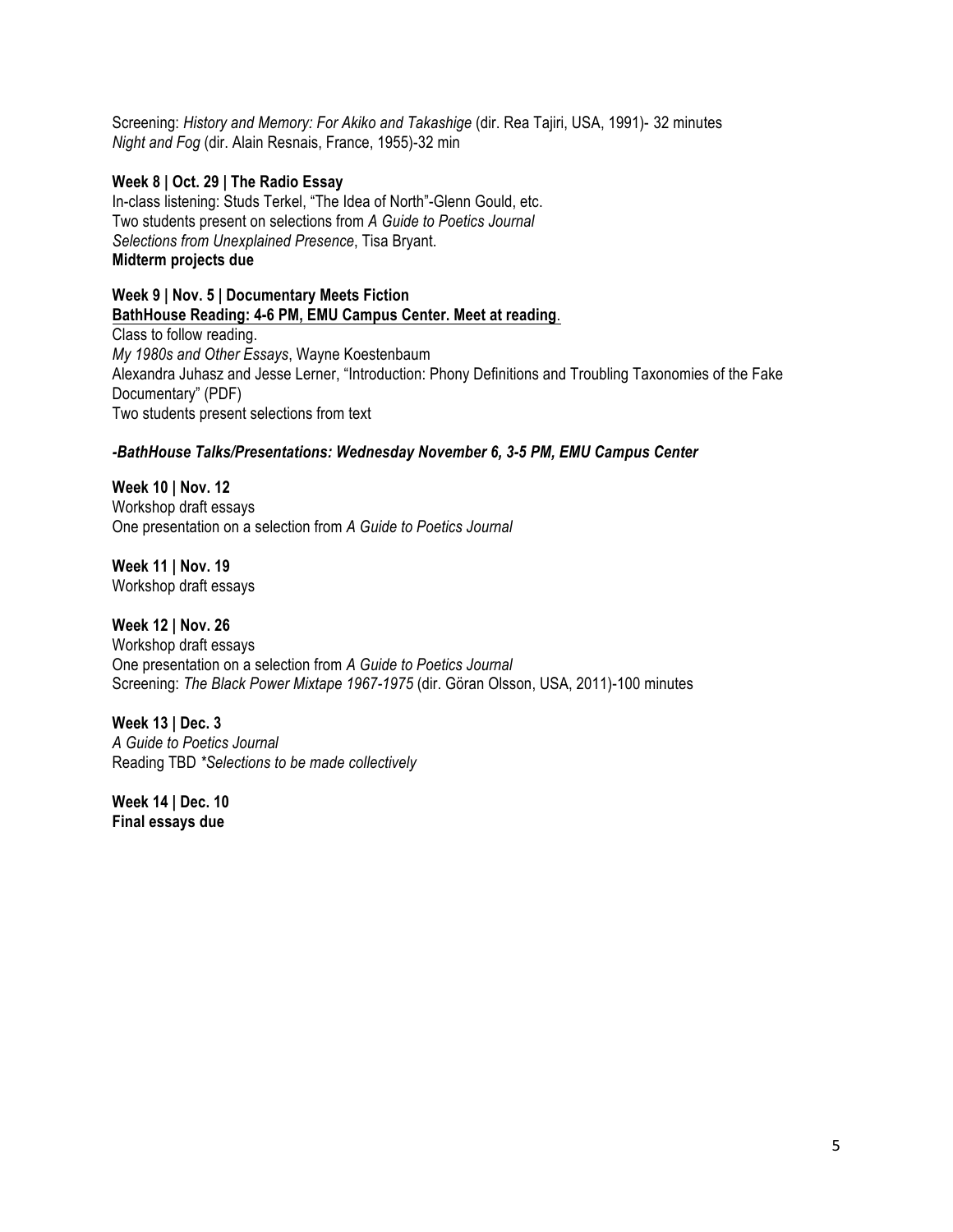Screening: *History and Memory: For Akiko and Takashige* (dir. Rea Tajiri, USA, 1991)- 32 minutes
*Night and Fog* (dir. Alain Resnais, France, 1955)-32 min

**Week 8 | Oct. 29 | The Radio Essay**
In-class listening: Studs Terkel, "The Idea of North"-Glenn Gould, etc.
Two students present on selections from *A Guide to Poetics Journal*
*Selections from Unexplained Presence*, Tisa Bryant.
**Midterm projects due**

**Week 9 | Nov. 5 | Documentary Meets Fiction**
**BathHouse Reading: 4-6 PM, EMU Campus Center. Meet at reading**.
Class to follow reading.
*My 1980s and Other Essays*, Wayne Koestenbaum
Alexandra Juhasz and Jesse Lerner, "Introduction: Phony Definitions and Troubling Taxonomies of the Fake Documentary" (PDF)
Two students present selections from text

***-BathHouse Talks/Presentations: Wednesday November 6, 3-5 PM, EMU Campus Center***

**Week 10 | Nov. 12**
Workshop draft essays
One presentation on a selection from *A Guide to Poetics Journal*

**Week 11 | Nov. 19**
Workshop draft essays

**Week 12 | Nov. 26**
Workshop draft essays
One presentation on a selection from *A Guide to Poetics Journal*
Screening: *The Black Power Mixtape 1967-1975* (dir. Göran Olsson, USA, 2011)-100 minutes

**Week 13 | Dec. 3**
*A Guide to Poetics Journal*
Reading TBD *\*Selections to be made collectively*

**Week 14 | Dec. 10**
**Final essays due**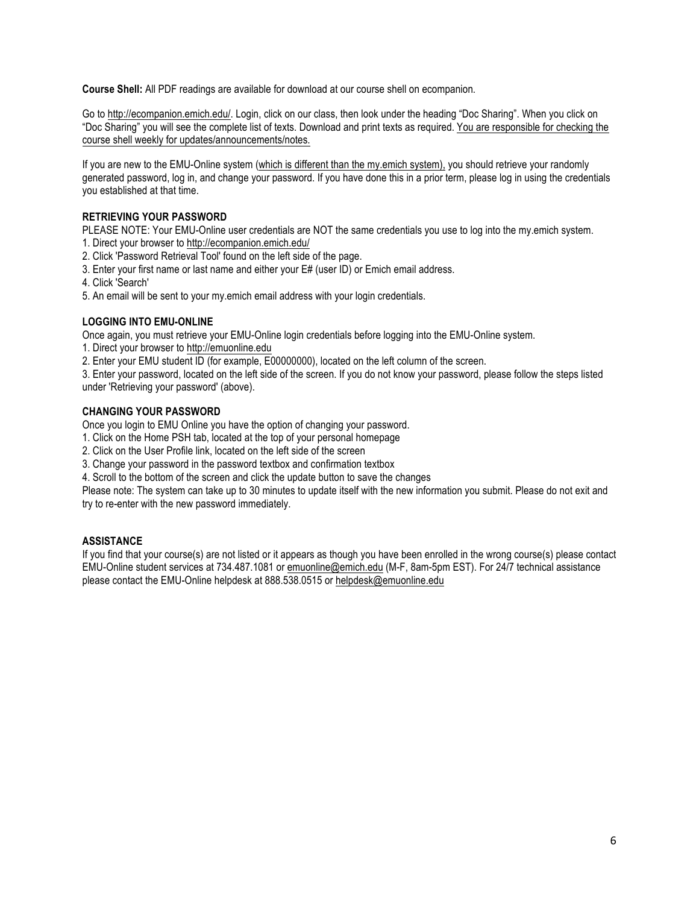**Course Shell:** All PDF readings are available for download at our course shell on ecompanion.

Go to http://ecompanion.emich.edu/. Login, click on our class, then look under the heading "Doc Sharing". When you click on "Doc Sharing" you will see the complete list of texts. Download and print texts as required. You are responsible for checking the course shell weekly for updates/announcements/notes.

If you are new to the EMU-Online system (which is different than the my.emich system), you should retrieve your randomly generated password, log in, and change your password. If you have done this in a prior term, please log in using the credentials you established at that time.

**RETRIEVING YOUR PASSWORD**

PLEASE NOTE: Your EMU-Online user credentials are NOT the same credentials you use to log into the my.emich system.

1. Direct your browser to http://ecompanion.emich.edu/
2. Click 'Password Retrieval Tool' found on the left side of the page.
3. Enter your first name or last name and either your E# (user ID) or Emich email address.
4. Click 'Search'
5. An email will be sent to your my.emich email address with your login credentials.

**LOGGING INTO EMU-ONLINE**

Once again, you must retrieve your EMU-Online login credentials before logging into the EMU-Online system.

1. Direct your browser to http://emuonline.edu
2. Enter your EMU student ID (for example, E00000000), located on the left column of the screen.
3. Enter your password, located on the left side of the screen. If you do not know your password, please follow the steps listed under 'Retrieving your password' (above).

**CHANGING YOUR PASSWORD**

Once you login to EMU Online you have the option of changing your password.

1. Click on the Home PSH tab, located at the top of your personal homepage
2. Click on the User Profile link, located on the left side of the screen
3. Change your password in the password textbox and confirmation textbox
4. Scroll to the bottom of the screen and click the update button to save the changes

Please note: The system can take up to 30 minutes to update itself with the new information you submit. Please do not exit and try to re-enter with the new password immediately.

**ASSISTANCE**

If you find that your course(s) are not listed or it appears as though you have been enrolled in the wrong course(s) please contact EMU-Online student services at 734.487.1081 or emuonline@emich.edu (M-F, 8am-5pm EST). For 24/7 technical assistance please contact the EMU-Online helpdesk at 888.538.0515 or helpdesk@emuonline.edu